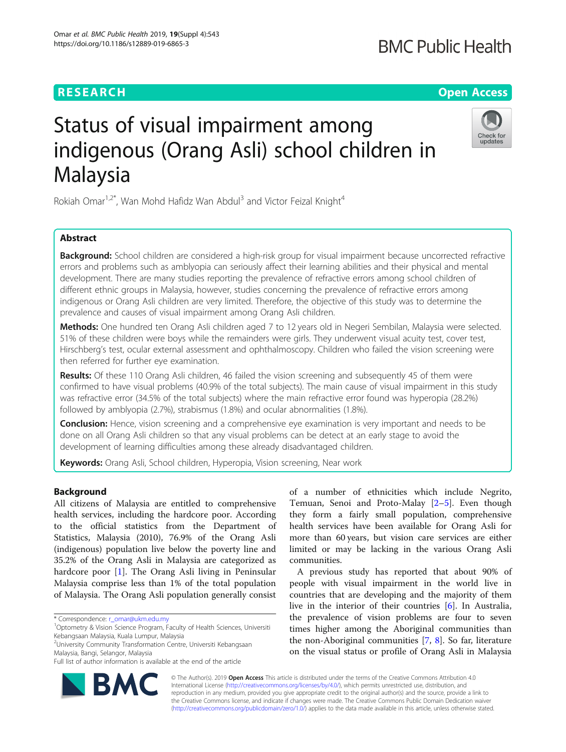RESEARCH

Open Access

# Status of visual impairment among indigenous (Orang Asli) school children in Malaysia

Rokiah Omar[1,2*], Wan Mohd Hafidz Wan Abdul[3] and Victor Feizal Knight[4]

## Abstract

**Background:** School children are considered a high-risk group for visual impairment because uncorrected refractive errors and problems such as amblyopia can seriously affect their learning abilities and their physical and mental development. There are many studies reporting the prevalence of refractive errors among school children of different ethnic groups in Malaysia, however, studies concerning the prevalence of refractive errors among indigenous or Orang Asli children are very limited. Therefore, the objective of this study was to determine the prevalence and causes of visual impairment among Orang Asli children.

**Methods:** One hundred ten Orang Asli children aged 7 to 12 years old in Negeri Sembilan, Malaysia were selected. 51% of these children were boys while the remainders were girls. They underwent visual acuity test, cover test, Hirschberg's test, ocular external assessment and ophthalmoscopy. Children who failed the vision screening were then referred for further eye examination.

**Results:** Of these 110 Orang Asli children, 46 failed the vision screening and subsequently 45 of them were confirmed to have visual problems (40.9% of the total subjects). The main cause of visual impairment in this study was refractive error (34.5% of the total subjects) where the main refractive error found was hyperopia (28.2%) followed by amblyopia (2.7%), strabismus (1.8%) and ocular abnormalities (1.8%).

**Conclusion:** Hence, vision screening and a comprehensive eye examination is very important and needs to be done on all Orang Asli children so that any visual problems can be detect at an early stage to avoid the development of learning difficulties among these already disadvantaged children.

**Keywords:** Orang Asli, School children, Hyperopia, Vision screening, Near work

## Background

All citizens of Malaysia are entitled to comprehensive health services, including the hardcore poor. According to the official statistics from the Department of Statistics, Malaysia (2010), 76.9% of the Orang Asli (indigenous) population live below the poverty line and 35.2% of the Orang Asli in Malaysia are categorized as hardcore poor [1]. The Orang Asli living in Peninsular Malaysia comprise less than 1% of the total population of Malaysia. The Orang Asli population generally consist of a number of ethnicities which include Negrito, Temuan, Senoi and Proto-Malay [2–5]. Even though they form a fairly small population, comprehensive health services have been available for Orang Asli for more than 60 years, but vision care services are either limited or may be lacking in the various Orang Asli communities.

A previous study has reported that about 90% of people with visual impairment in the world live in countries that are developing and the majority of them live in the interior of their countries [6]. In Australia, the prevalence of vision problems are four to seven times higher among the Aboriginal communities than the non-Aboriginal communities [7, 8]. So far, literature on the visual status or profile of Orang Asli in Malaysia

\* Correspondence: r_omar@ukm.edu.my
[1]Optometry & Vision Science Program, Faculty of Health Sciences, Universiti Kebangsaan Malaysia, Kuala Lumpur, Malaysia
[2]University Community Transformation Centre, Universiti Kebangsaan Malaysia, Bangi, Selangor, Malaysia
Full list of author information is available at the end of the article

© The Author(s). 2019 **Open Access** This article is distributed under the terms of the Creative Commons Attribution 4.0 International License (http://creativecommons.org/licenses/by/4.0/), which permits unrestricted use, distribution, and reproduction in any medium, provided you give appropriate credit to the original author(s) and the source, provide a link to the Creative Commons license, and indicate if changes were made. The Creative Commons Public Domain Dedication waiver (http://creativecommons.org/publicdomain/zero/1.0/) applies to the data made available in this article, unless otherwise stated.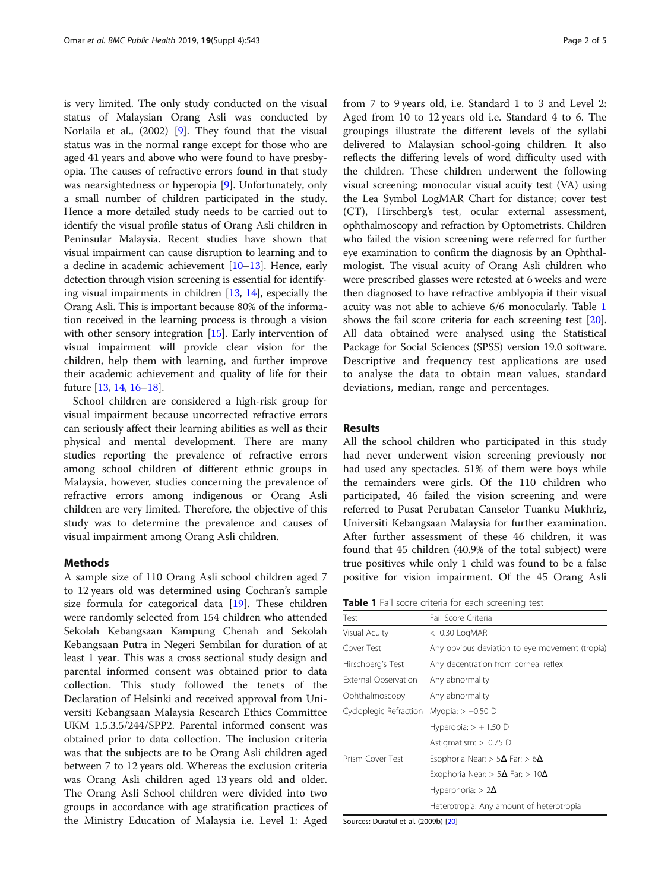is very limited. The only study conducted on the visual status of Malaysian Orang Asli was conducted by Norlaila et al., (2002) [9]. They found that the visual status was in the normal range except for those who are aged 41 years and above who were found to have presbyopia. The causes of refractive errors found in that study was nearsightedness or hyperopia [9]. Unfortunately, only a small number of children participated in the study. Hence a more detailed study needs to be carried out to identify the visual profile status of Orang Asli children in Peninsular Malaysia. Recent studies have shown that visual impairment can cause disruption to learning and to a decline in academic achievement [10–13]. Hence, early detection through vision screening is essential for identifying visual impairments in children [13, 14], especially the Orang Asli. This is important because 80% of the information received in the learning process is through a vision with other sensory integration [15]. Early intervention of visual impairment will provide clear vision for the children, help them with learning, and further improve their academic achievement and quality of life for their future [13, 14, 16–18].

School children are considered a high-risk group for visual impairment because uncorrected refractive errors can seriously affect their learning abilities as well as their physical and mental development. There are many studies reporting the prevalence of refractive errors among school children of different ethnic groups in Malaysia, however, studies concerning the prevalence of refractive errors among indigenous or Orang Asli children are very limited. Therefore, the objective of this study was to determine the prevalence and causes of visual impairment among Orang Asli children.

## Methods

A sample size of 110 Orang Asli school children aged 7 to 12 years old was determined using Cochran's sample size formula for categorical data [19]. These children were randomly selected from 154 children who attended Sekolah Kebangsaan Kampung Chenah and Sekolah Kebangsaan Putra in Negeri Sembilan for duration of at least 1 year. This was a cross sectional study design and parental informed consent was obtained prior to data collection. This study followed the tenets of the Declaration of Helsinki and received approval from Universiti Kebangsaan Malaysia Research Ethics Committee UKM 1.5.3.5/244/SPP2. Parental informed consent was obtained prior to data collection. The inclusion criteria was that the subjects are to be Orang Asli children aged between 7 to 12 years old. Whereas the exclusion criteria was Orang Asli children aged 13 years old and older. The Orang Asli School children were divided into two groups in accordance with age stratification practices of the Ministry Education of Malaysia i.e. Level 1: Aged from 7 to 9 years old, i.e. Standard 1 to 3 and Level 2: Aged from 10 to 12 years old i.e. Standard 4 to 6. The groupings illustrate the different levels of the syllabi delivered to Malaysian school-going children. It also reflects the differing levels of word difficulty used with the children. These children underwent the following visual screening; monocular visual acuity test (VA) using the Lea Symbol LogMAR Chart for distance; cover test (CT), Hirschberg's test, ocular external assessment, ophthalmoscopy and refraction by Optometrists. Children who failed the vision screening were referred for further eye examination to confirm the diagnosis by an Ophthalmologist. The visual acuity of Orang Asli children who were prescribed glasses were retested at 6 weeks and were then diagnosed to have refractive amblyopia if their visual acuity was not able to achieve 6/6 monocularly. Table 1 shows the fail score criteria for each screening test [20]. All data obtained were analysed using the Statistical Package for Social Sciences (SPSS) version 19.0 software. Descriptive and frequency test applications are used to analyse the data to obtain mean values, standard deviations, median, range and percentages.

## Results

All the school children who participated in this study had never underwent vision screening previously nor had used any spectacles. 51% of them were boys while the remainders were girls. Of the 110 children who participated, 46 failed the vision screening and were referred to Pusat Perubatan Canselor Tuanku Mukhriz, Universiti Kebangsaan Malaysia for further examination. After further assessment of these 46 children, it was found that 45 children (40.9% of the total subject) were true positives while only 1 child was found to be a false positive for vision impairment. Of the 45 Orang Asli

**Table 1** Fail score criteria for each screening test

| Test | Fail Score Criteria |
|---|---|
| Visual Acuity | < 0.30 LogMAR |
| Cover Test | Any obvious deviation to eye movement (tropia) |
| Hirschberg's Test | Any decentration from corneal reflex |
| External Observation | Any abnormality |
| Ophthalmoscopy | Any abnormality |
| Cycloplegic Refraction | Myopia: > −0.50 D |
| | Hyperopia: > + 1.50 D |
| | Astigmatism: > 0.75 D |
| Prism Cover Test | Esophoria Near: > 5Δ Far: > 6Δ |
| | Exophoria Near: > 5Δ Far: > 10Δ |
| | Hyperphoria: > 2Δ |
| | Heterotropia: Any amount of heterotropia |

Sources: Duratul et al. (2009b) [20]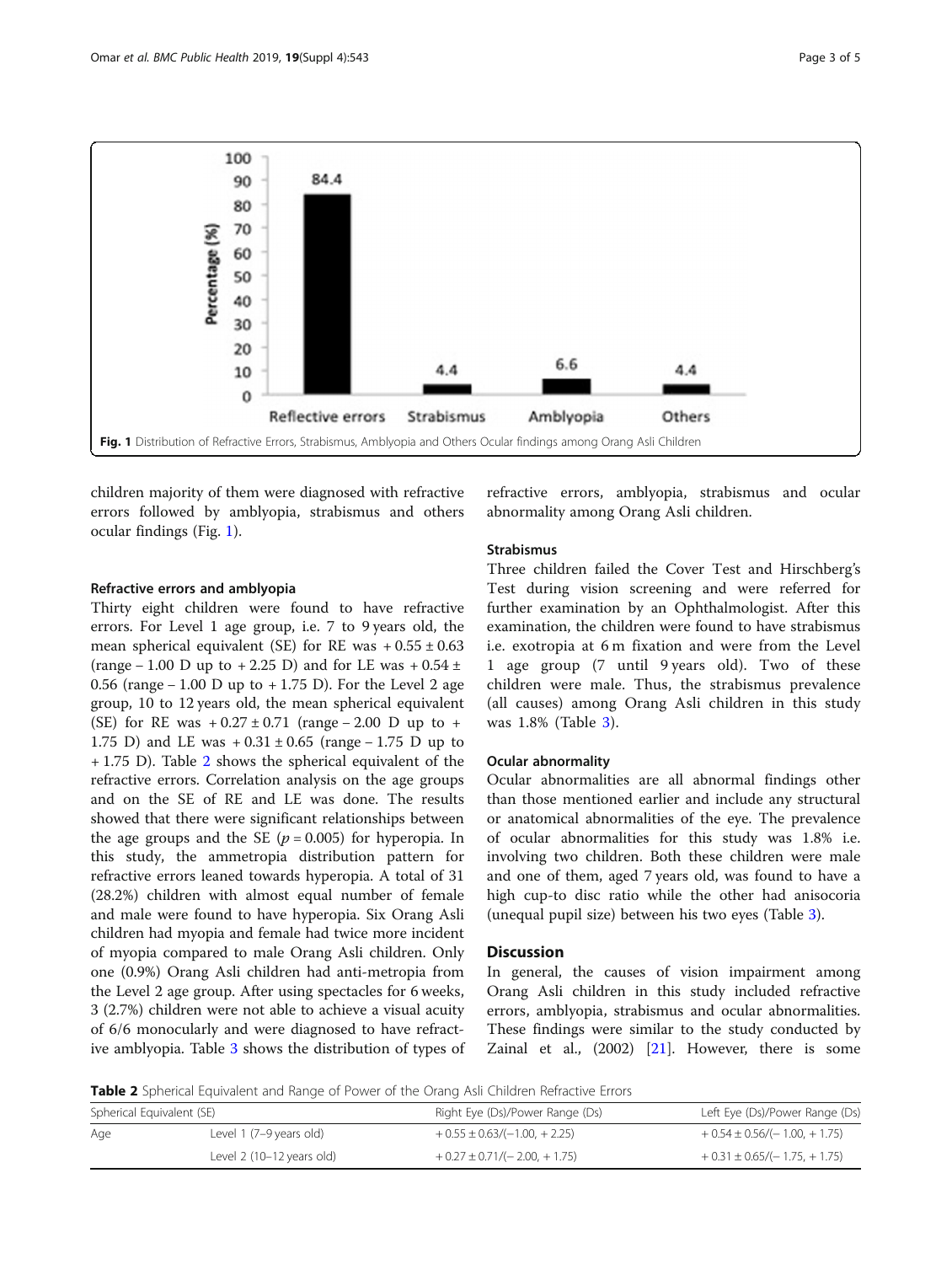Fig. 1 Distribution of Refractive Errors, Strabismus, Amblyopia and Others Ocular findings among Orang Asli Children

children majority of them were diagnosed with refractive errors followed by amblyopia, strabismus and others ocular findings (Fig. 1).

### Refractive errors and amblyopia

Thirty eight children were found to have refractive errors. For Level 1 age group, i.e. 7 to 9 years old, the mean spherical equivalent (SE) for RE was + 0.55 ± 0.63 (range – 1.00 D up to + 2.25 D) and for LE was + 0.54 ± 0.56 (range – 1.00 D up to + 1.75 D). For the Level 2 age group, 10 to 12 years old, the mean spherical equivalent (SE) for RE was + 0.27 ± 0.71 (range – 2.00 D up to + 1.75 D) and LE was + 0.31 ± 0.65 (range – 1.75 D up to + 1.75 D). Table 2 shows the spherical equivalent of the refractive errors. Correlation analysis on the age groups and on the SE of RE and LE was done. The results showed that there were significant relationships between the age groups and the SE ($p = 0.005$) for hyperopia. In this study, the ammetropia distribution pattern for refractive errors leaned towards hyperopia. A total of 31 (28.2%) children with almost equal number of female and male were found to have hyperopia. Six Orang Asli children had myopia and female had twice more incident of myopia compared to male Orang Asli children. Only one (0.9%) Orang Asli children had anti-metropia from the Level 2 age group. After using spectacles for 6 weeks, 3 (2.7%) children were not able to achieve a visual acuity of 6/6 monocularly and were diagnosed to have refractive amblyopia. Table 3 shows the distribution of types of refractive errors, amblyopia, strabismus and ocular abnormality among Orang Asli children.

### Strabismus

Three children failed the Cover Test and Hirschberg's Test during vision screening and were referred for further examination by an Ophthalmologist. After this examination, the children were found to have strabismus i.e. exotropia at 6 m fixation and were from the Level 1 age group (7 until 9 years old). Two of these children were male. Thus, the strabismus prevalence (all causes) among Orang Asli children in this study was 1.8% (Table 3).

### Ocular abnormality

Ocular abnormalities are all abnormal findings other than those mentioned earlier and include any structural or anatomical abnormalities of the eye. The prevalence of ocular abnormalities for this study was 1.8% i.e. involving two children. Both these children were male and one of them, aged 7 years old, was found to have a high cup-to disc ratio while the other had anisocoria (unequal pupil size) between his two eyes (Table 3).

## Discussion

In general, the causes of vision impairment among Orang Asli children in this study included refractive errors, amblyopia, strabismus and ocular abnormalities. These findings were similar to the study conducted by Zainal et al., (2002) [21]. However, there is some

**Table 2** Spherical Equivalent and Range of Power of the Orang Asli Children Refractive Errors

| Spherical Equivalent (SE) | | Right Eye (Ds)/Power Range (Ds) | Left Eye (Ds)/Power Range (Ds) |
|---|---|---|---|
| Age | Level 1 (7–9 years old) | + 0.55 ± 0.63/(−1.00, + 2.25) | + 0.54 ± 0.56/(− 1.00, + 1.75) |
| | Level 2 (10–12 years old) | + 0.27 ± 0.71/(− 2.00, + 1.75) | + 0.31 ± 0.65/(− 1.75, + 1.75) |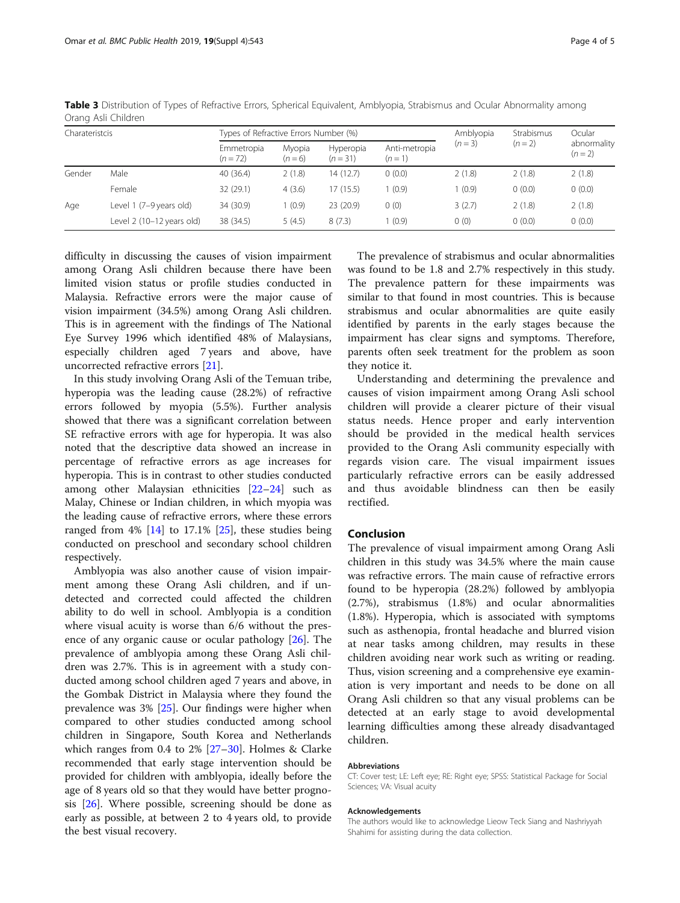**Table 3** Distribution of Types of Refractive Errors, Spherical Equivalent, Amblyopia, Strabismus and Ocular Abnormality among Orang Asli Children

| Charateristcis | | Types of Refractive Errors Number (%) | | | | Amblyopia ($n = 3$) | Strabismus ($n = 2$) | Ocular abnormality ($n = 2$) |
|---|---|---|---|---|---|---|---|---|
| | | Emmetropia ($n = 72$) | Myopia ($n = 6$) | Hyperopia ($n = 31$) | Anti-metropia ($n = 1$) | | | |
| Gender | Male | 40 (36.4) | 2 (1.8) | 14 (12.7) | 0 (0.0) | 2 (1.8) | 2 (1.8) | 2 (1.8) |
| | Female | 32 (29.1) | 4 (3.6) | 17 (15.5) | 1 (0.9) | 1 (0.9) | 0 (0.0) | 0 (0.0) |
| Age | Level 1 (7–9 years old) | 34 (30.9) | 1 (0.9) | 23 (20.9) | 0 (0) | 3 (2.7) | 2 (1.8) | 2 (1.8) |
| | Level 2 (10–12 years old) | 38 (34.5) | 5 (4.5) | 8 (7.3) | 1 (0.9) | 0 (0) | 0 (0.0) | 0 (0.0) |

difficulty in discussing the causes of vision impairment among Orang Asli children because there have been limited vision status or profile studies conducted in Malaysia. Refractive errors were the major cause of vision impairment (34.5%) among Orang Asli children. This is in agreement with the findings of The National Eye Survey 1996 which identified 48% of Malaysians, especially children aged 7 years and above, have uncorrected refractive errors [21].

In this study involving Orang Asli of the Temuan tribe, hyperopia was the leading cause (28.2%) of refractive errors followed by myopia (5.5%). Further analysis showed that there was a significant correlation between SE refractive errors with age for hyperopia. It was also noted that the descriptive data showed an increase in percentage of refractive errors as age increases for hyperopia. This is in contrast to other studies conducted among other Malaysian ethnicities [22–24] such as Malay, Chinese or Indian children, in which myopia was the leading cause of refractive errors, where these errors ranged from 4% [14] to 17.1% [25], these studies being conducted on preschool and secondary school children respectively.

Amblyopia was also another cause of vision impairment among these Orang Asli children, and if undetected and corrected could affected the children ability to do well in school. Amblyopia is a condition where visual acuity is worse than 6/6 without the presence of any organic cause or ocular pathology [26]. The prevalence of amblyopia among these Orang Asli children was 2.7%. This is in agreement with a study conducted among school children aged 7 years and above, in the Gombak District in Malaysia where they found the prevalence was 3% [25]. Our findings were higher when compared to other studies conducted among school children in Singapore, South Korea and Netherlands which ranges from 0.4 to 2% [27–30]. Holmes & Clarke recommended that early stage intervention should be provided for children with amblyopia, ideally before the age of 8 years old so that they would have better prognosis [26]. Where possible, screening should be done as early as possible, at between 2 to 4 years old, to provide the best visual recovery.

The prevalence of strabismus and ocular abnormalities was found to be 1.8 and 2.7% respectively in this study. The prevalence pattern for these impairments was similar to that found in most countries. This is because strabismus and ocular abnormalities are quite easily identified by parents in the early stages because the impairment has clear signs and symptoms. Therefore, parents often seek treatment for the problem as soon they notice it.

Understanding and determining the prevalence and causes of vision impairment among Orang Asli school children will provide a clearer picture of their visual status needs. Hence proper and early intervention should be provided in the medical health services provided to the Orang Asli community especially with regards vision care. The visual impairment issues particularly refractive errors can be easily addressed and thus avoidable blindness can then be easily rectified.

## Conclusion

The prevalence of visual impairment among Orang Asli children in this study was 34.5% where the main cause was refractive errors. The main cause of refractive errors found to be hyperopia (28.2%) followed by amblyopia (2.7%), strabismus (1.8%) and ocular abnormalities (1.8%). Hyperopia, which is associated with symptoms such as asthenopia, frontal headache and blurred vision at near tasks among children, may results in these children avoiding near work such as writing or reading. Thus, vision screening and a comprehensive eye examination is very important and needs to be done on all Orang Asli children so that any visual problems can be detected at an early stage to avoid developmental learning difficulties among these already disadvantaged children.

#### Abbreviations

CT: Cover test; LE: Left eye; RE: Right eye; SPSS: Statistical Package for Social Sciences; VA: Visual acuity

#### Acknowledgements

The authors would like to acknowledge Lieow Teck Siang and Nashriyyah Shahimi for assisting during the data collection.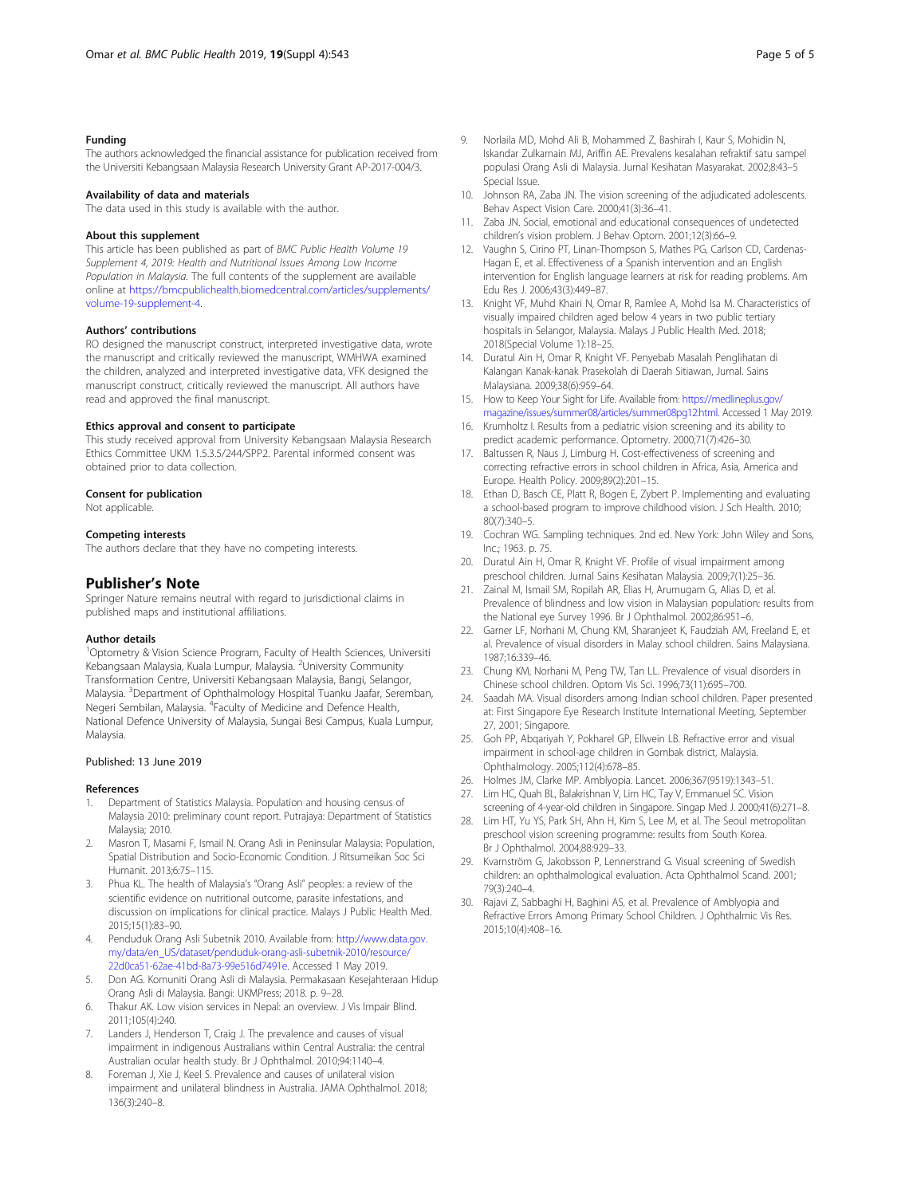#### Funding

The authors acknowledged the financial assistance for publication received from the Universiti Kebangsaan Malaysia Research University Grant AP-2017-004/3.

#### Availability of data and materials

The data used in this study is available with the author.

#### About this supplement

This article has been published as part of *BMC Public Health Volume 19 Supplement 4, 2019: Health and Nutritional Issues Among Low Income Population in Malaysia*. The full contents of the supplement are available online at https://bmcpublichealth.biomedcentral.com/articles/supplements/volume-19-supplement-4.

#### Authors' contributions

RO designed the manuscript construct, interpreted investigative data, wrote the manuscript and critically reviewed the manuscript, WMHWA examined the children, analyzed and interpreted investigative data, VFK designed the manuscript construct, critically reviewed the manuscript. All authors have read and approved the final manuscript.

#### Ethics approval and consent to participate

This study received approval from University Kebangsaan Malaysia Research Ethics Committee UKM 1.5.3.5/244/SPP2. Parental informed consent was obtained prior to data collection.

#### Consent for publication

Not applicable.

#### Competing interests

The authors declare that they have no competing interests.

## Publisher's Note

Springer Nature remains neutral with regard to jurisdictional claims in published maps and institutional affiliations.

#### Author details

[1]Optometry & Vision Science Program, Faculty of Health Sciences, Universiti Kebangsaan Malaysia, Kuala Lumpur, Malaysia. [2]University Community Transformation Centre, Universiti Kebangsaan Malaysia, Bangi, Selangor, Malaysia. [3]Department of Ophthalmology Hospital Tuanku Jaafar, Seremban, Negeri Sembilan, Malaysia. [4]Faculty of Medicine and Defence Health, National Defence University of Malaysia, Sungai Besi Campus, Kuala Lumpur, Malaysia.

Published: 13 June 2019

#### References

1. Department of Statistics Malaysia. Population and housing census of Malaysia 2010: preliminary count report. Putrajaya: Department of Statistics Malaysia; 2010.
2. Masron T, Masami F, Ismail N. Orang Asli in Peninsular Malaysia: Population, Spatial Distribution and Socio-Economic Condition. J Ritsumeikan Soc Sci Humanit. 2013;6:75–115.
3. Phua KL. The health of Malaysia's "Orang Asli" peoples: a review of the scientific evidence on nutritional outcome, parasite infestations, and discussion on implications for clinical practice. Malays J Public Health Med. 2015;15(1):83–90.
4. Penduduk Orang Asli Subetnik 2010. Available from: http://www.data.gov.my/data/en_US/dataset/penduduk-orang-asli-subetnik-2010/resource/22d0ca51-62ae-41bd-8a73-99e516d7491e. Accessed 1 May 2019.
5. Don AG. Komuniti Orang Asli di Malaysia. Permakasaan Kesejahteraan Hidup Orang Asli di Malaysia. Bangi: UKMPress; 2018. p. 9–28.
6. Thakur AK. Low vision services in Nepal: an overview. J Vis Impair Blind. 2011;105(4):240.
7. Landers J, Henderson T, Craig J. The prevalence and causes of visual impairment in indigenous Australians within Central Australia: the central Australian ocular health study. Br J Ophthalmol. 2010;94:1140–4.
8. Foreman J, Xie J, Keel S. Prevalence and causes of unilateral vision impairment and unilateral blindness in Australia. JAMA Ophthalmol. 2018; 136(3):240–8.
9. Norlaila MD, Mohd Ali B, Mohammed Z, Bashirah I, Kaur S, Mohidin N, Iskandar Zulkarnain MJ, Ariffin AE. Prevalens kesalahan refraktif satu sampel populasi Orang Asli di Malaysia. Jurnal Kesihatan Masyarakat. 2002;8:43–5 Special Issue.
10. Johnson RA, Zaba JN. The vision screening of the adjudicated adolescents. Behav Aspect Vision Care. 2000;41(3):36–41.
11. Zaba JN. Social, emotional and educational consequences of undetected children's vision problem. J Behav Optom. 2001;12(3):66–9.
12. Vaughn S, Cirino PT, Linan-Thompson S, Mathes PG, Carlson CD, Cardenas-Hagan E, et al. Effectiveness of a Spanish intervention and an English intervention for English language learners at risk for reading problems. Am Edu Res J. 2006;43(3):449–87.
13. Knight VF, Muhd Khairi N, Omar R, Ramlee A, Mohd Isa M. Characteristics of visually impaired children aged below 4 years in two public tertiary hospitals in Selangor, Malaysia. Malays J Public Health Med. 2018; 2018(Special Volume 1):18–25.
14. Duratul Ain H, Omar R, Knight VF. Penyebab Masalah Penglihatan di Kalangan Kanak-kanak Prasekolah di Daerah Sitiawan, Jurnal. Sains Malaysiana. 2009;38(6):959–64.
15. How to Keep Your Sight for Life. Available from: https://medlineplus.gov/magazine/issues/summer08/articles/summer08pg12.html. Accessed 1 May 2019.
16. Krumholtz I. Results from a pediatric vision screening and its ability to predict academic performance. Optometry. 2000;71(7):426–30.
17. Baltussen R, Naus J, Limburg H. Cost-effectiveness of screening and correcting refractive errors in school children in Africa, Asia, America and Europe. Health Policy. 2009;89(2):201–15.
18. Ethan D, Basch CE, Platt R, Bogen E, Zybert P. Implementing and evaluating a school-based program to improve childhood vision. J Sch Health. 2010; 80(7):340–5.
19. Cochran WG. Sampling techniques. 2nd ed. New York: John Wiley and Sons, Inc.; 1963. p. 75.
20. Duratul Ain H, Omar R, Knight VF. Profile of visual impairment among preschool children. Jurnal Sains Kesihatan Malaysia. 2009;7(1):25–36.
21. Zainal M, Ismail SM, Ropilah AR, Elias H, Arumugam G, Alias D, et al. Prevalence of blindness and low vision in Malaysian population: results from the National eye Survey 1996. Br J Ophthalmol. 2002;86:951–6.
22. Garner LF, Norhani M, Chung KM, Sharanjeet K, Faudziah AM, Freeland E, et al. Prevalence of visual disorders in Malay school children. Sains Malaysiana. 1987;16:339–46.
23. Chung KM, Norhani M, Peng TW, Tan LL. Prevalence of visual disorders in Chinese school children. Optom Vis Sci. 1996;73(11):695–700.
24. Saadah MA. Visual disorders among Indian school children. Paper presented at: First Singapore Eye Research Institute International Meeting, September 27, 2001; Singapore.
25. Goh PP, Abqariyah Y, Pokharel GP, Ellwein LB. Refractive error and visual impairment in school-age children in Gombak district, Malaysia. Ophthalmology. 2005;112(4):678–85.
26. Holmes JM, Clarke MP. Amblyopia. Lancet. 2006;367(9519):1343–51.
27. Lim HC, Quah BL, Balakrishnan V, Lim HC, Tay V, Emmanuel SC. Vision screening of 4-year-old children in Singapore. Singap Med J. 2000;41(6):271–8.
28. Lim HT, Yu YS, Park SH, Ahn H, Kim S, Lee M, et al. The Seoul metropolitan preschool vision screening programme: results from South Korea. Br J Ophthalmol. 2004;88:929–33.
29. Kvarnström G, Jakobsson P, Lennerstrand G. Visual screening of Swedish children: an ophthalmological evaluation. Acta Ophthalmol Scand. 2001; 79(3):240–4.
30. Rajavi Z, Sabbaghi H, Baghini AS, et al. Prevalence of Amblyopia and Refractive Errors Among Primary School Children. J Ophthalmic Vis Res. 2015;10(4):408–16.